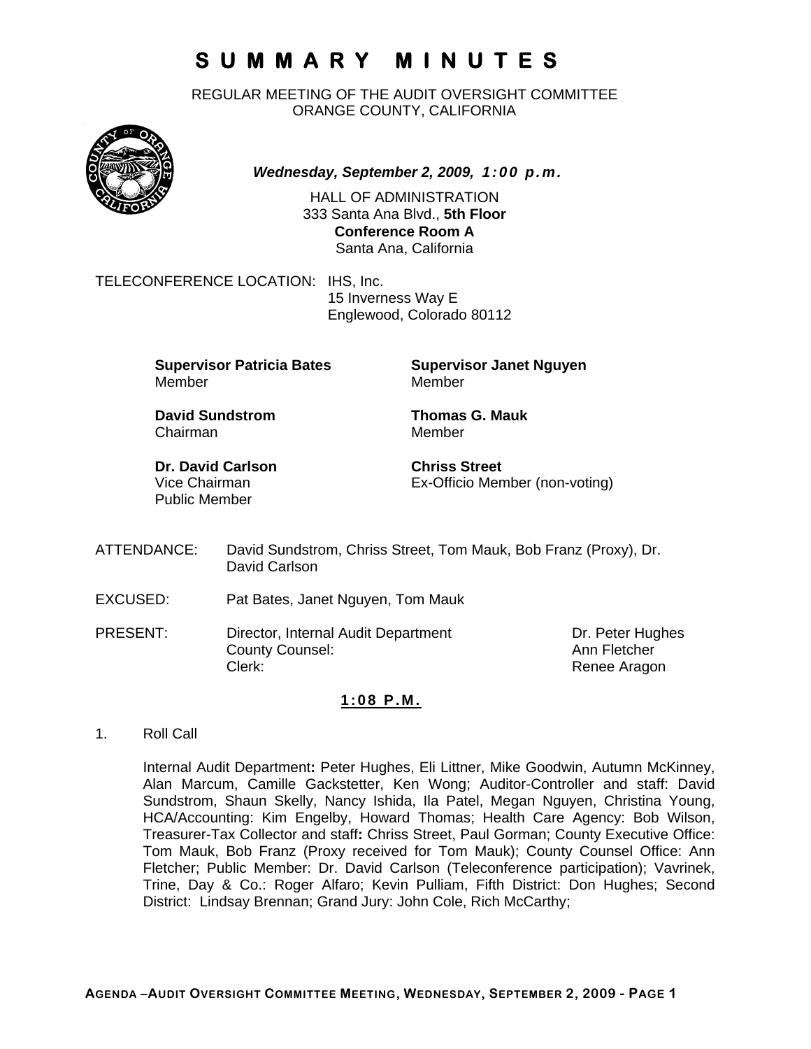# SUMMARY MINUTES

REGULAR MEETING OF THE AUDIT OVERSIGHT COMMITTEE
ORANGE COUNTY, CALIFORNIA

***Wednesday, September 2, 2009, 1:00 p.m.***

HALL OF ADMINISTRATION
333 Santa Ana Blvd., **5th Floor**
**Conference Room A**
Santa Ana, California

TELECONFERENCE LOCATION: IHS, Inc.
15 Inverness Way E
Englewood, Colorado 80112

**Supervisor Patricia Bates**
Member

**Supervisor Janet Nguyen**
Member

**David Sundstrom**
Chairman

**Thomas G. Mauk**
Member

**Dr. David Carlson**
Vice Chairman
Public Member

**Chriss Street**
Ex-Officio Member (non-voting)

ATTENDANCE: David Sundstrom, Chriss Street, Tom Mauk, Bob Franz (Proxy), Dr. David Carlson

EXCUSED: Pat Bates, Janet Nguyen, Tom Mauk

PRESENT:

| | |
|---|---|
| Director, Internal Audit Department | Dr. Peter Hughes |
| County Counsel: | Ann Fletcher |
| Clerk: | Renee Aragon |

**1:08 P.M.**

1. Roll Call

   Internal Audit Department**:** Peter Hughes, Eli Littner, Mike Goodwin, Autumn McKinney, Alan Marcum, Camille Gackstetter, Ken Wong; Auditor-Controller and staff: David Sundstrom, Shaun Skelly, Nancy Ishida, Ila Patel, Megan Nguyen, Christina Young, HCA/Accounting: Kim Engelby, Howard Thomas; Health Care Agency: Bob Wilson, Treasurer-Tax Collector and staff**:** Chriss Street, Paul Gorman; County Executive Office: Tom Mauk, Bob Franz (Proxy received for Tom Mauk); County Counsel Office: Ann Fletcher; Public Member: Dr. David Carlson (Teleconference participation); Vavrinek, Trine, Day & Co.: Roger Alfaro; Kevin Pulliam, Fifth District: Don Hughes; Second District: Lindsay Brennan; Grand Jury: John Cole, Rich McCarthy;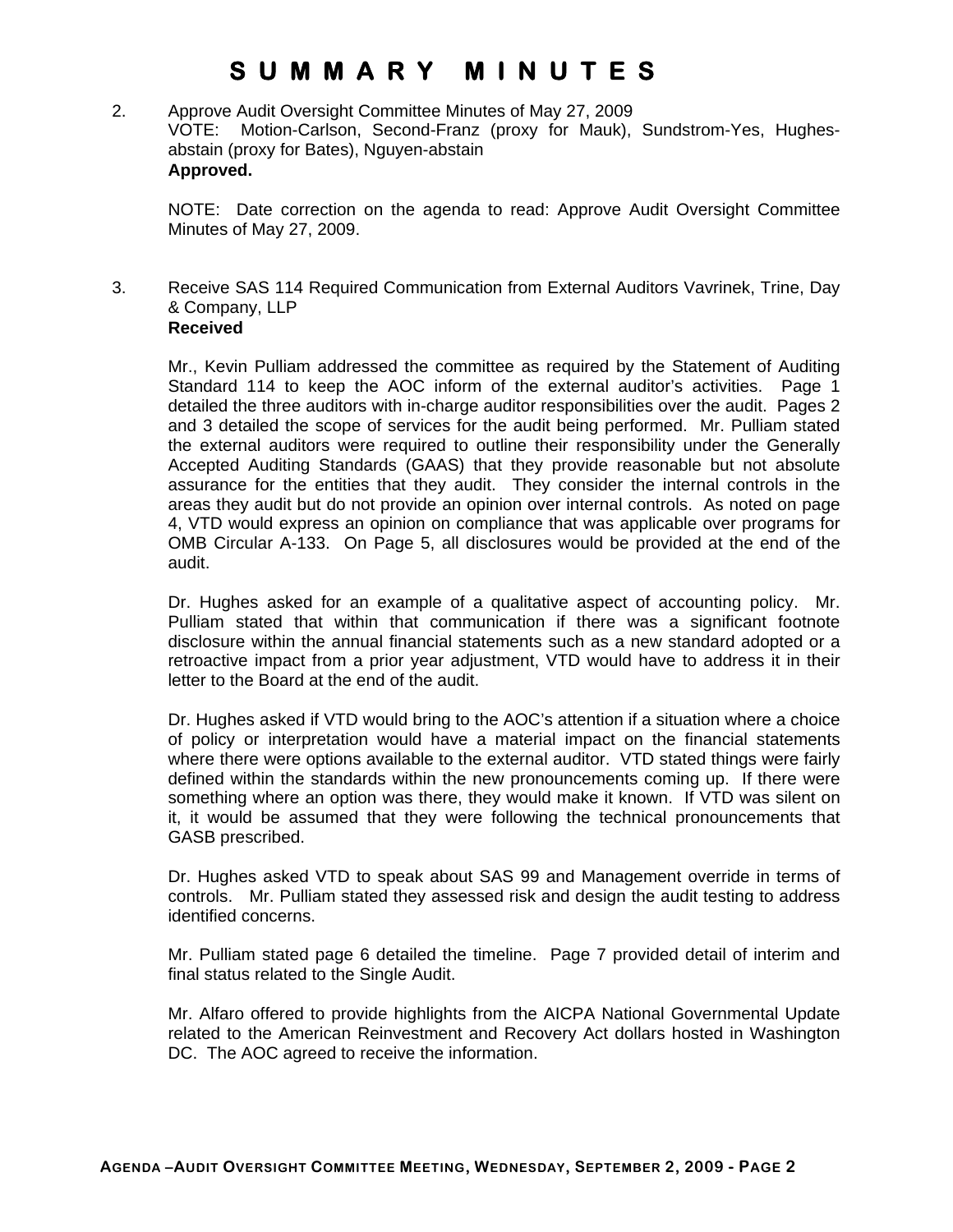# SUMMARY MINUTES

2. Approve Audit Oversight Committee Minutes of May 27, 2009
   VOTE: Motion-Carlson, Second-Franz (proxy for Mauk), Sundstrom-Yes, Hughes-abstain (proxy for Bates), Nguyen-abstain
   **Approved.**

   NOTE: Date correction on the agenda to read: Approve Audit Oversight Committee Minutes of May 27, 2009.

3. Receive SAS 114 Required Communication from External Auditors Vavrinek, Trine, Day & Company, LLP
   **Received**

   Mr., Kevin Pulliam addressed the committee as required by the Statement of Auditing Standard 114 to keep the AOC inform of the external auditor's activities. Page 1 detailed the three auditors with in-charge auditor responsibilities over the audit. Pages 2 and 3 detailed the scope of services for the audit being performed. Mr. Pulliam stated the external auditors were required to outline their responsibility under the Generally Accepted Auditing Standards (GAAS) that they provide reasonable but not absolute assurance for the entities that they audit. They consider the internal controls in the areas they audit but do not provide an opinion over internal controls. As noted on page 4, VTD would express an opinion on compliance that was applicable over programs for OMB Circular A-133. On Page 5, all disclosures would be provided at the end of the audit.

   Dr. Hughes asked for an example of a qualitative aspect of accounting policy. Mr. Pulliam stated that within that communication if there was a significant footnote disclosure within the annual financial statements such as a new standard adopted or a retroactive impact from a prior year adjustment, VTD would have to address it in their letter to the Board at the end of the audit.

   Dr. Hughes asked if VTD would bring to the AOC's attention if a situation where a choice of policy or interpretation would have a material impact on the financial statements where there were options available to the external auditor. VTD stated things were fairly defined within the standards within the new pronouncements coming up. If there were something where an option was there, they would make it known. If VTD was silent on it, it would be assumed that they were following the technical pronouncements that GASB prescribed.

   Dr. Hughes asked VTD to speak about SAS 99 and Management override in terms of controls. Mr. Pulliam stated they assessed risk and design the audit testing to address identified concerns.

   Mr. Pulliam stated page 6 detailed the timeline. Page 7 provided detail of interim and final status related to the Single Audit.

   Mr. Alfaro offered to provide highlights from the AICPA National Governmental Update related to the American Reinvestment and Recovery Act dollars hosted in Washington DC. The AOC agreed to receive the information.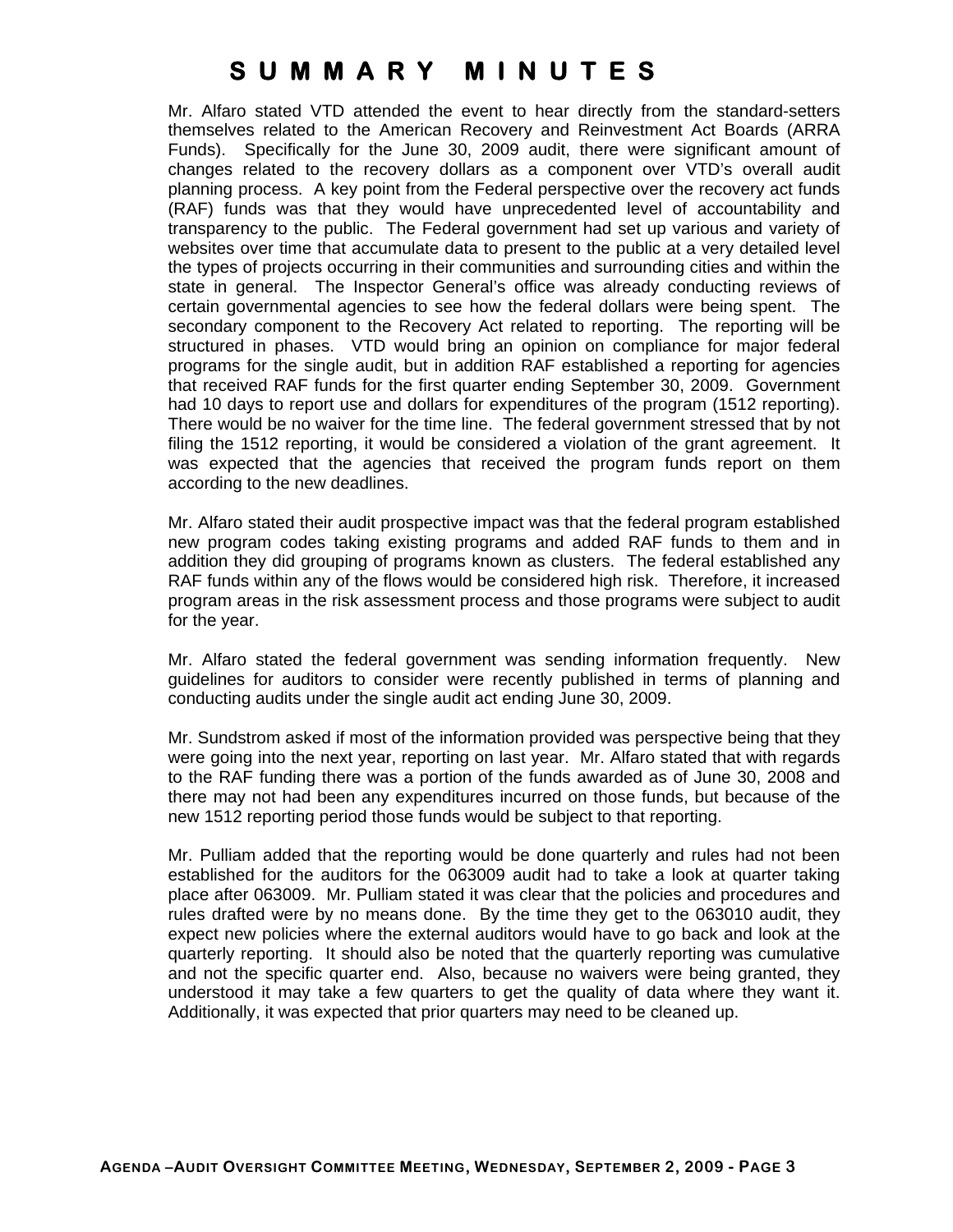# SUMMARY MINUTES

Mr. Alfaro stated VTD attended the event to hear directly from the standard-setters themselves related to the American Recovery and Reinvestment Act Boards (ARRA Funds). Specifically for the June 30, 2009 audit, there were significant amount of changes related to the recovery dollars as a component over VTD's overall audit planning process. A key point from the Federal perspective over the recovery act funds (RAF) funds was that they would have unprecedented level of accountability and transparency to the public. The Federal government had set up various and variety of websites over time that accumulate data to present to the public at a very detailed level the types of projects occurring in their communities and surrounding cities and within the state in general. The Inspector General's office was already conducting reviews of certain governmental agencies to see how the federal dollars were being spent. The secondary component to the Recovery Act related to reporting. The reporting will be structured in phases. VTD would bring an opinion on compliance for major federal programs for the single audit, but in addition RAF established a reporting for agencies that received RAF funds for the first quarter ending September 30, 2009. Government had 10 days to report use and dollars for expenditures of the program (1512 reporting). There would be no waiver for the time line. The federal government stressed that by not filing the 1512 reporting, it would be considered a violation of the grant agreement. It was expected that the agencies that received the program funds report on them according to the new deadlines.

Mr. Alfaro stated their audit prospective impact was that the federal program established new program codes taking existing programs and added RAF funds to them and in addition they did grouping of programs known as clusters. The federal established any RAF funds within any of the flows would be considered high risk. Therefore, it increased program areas in the risk assessment process and those programs were subject to audit for the year.

Mr. Alfaro stated the federal government was sending information frequently. New guidelines for auditors to consider were recently published in terms of planning and conducting audits under the single audit act ending June 30, 2009.

Mr. Sundstrom asked if most of the information provided was perspective being that they were going into the next year, reporting on last year. Mr. Alfaro stated that with regards to the RAF funding there was a portion of the funds awarded as of June 30, 2008 and there may not had been any expenditures incurred on those funds, but because of the new 1512 reporting period those funds would be subject to that reporting.

Mr. Pulliam added that the reporting would be done quarterly and rules had not been established for the auditors for the 063009 audit had to take a look at quarter taking place after 063009. Mr. Pulliam stated it was clear that the policies and procedures and rules drafted were by no means done. By the time they get to the 063010 audit, they expect new policies where the external auditors would have to go back and look at the quarterly reporting. It should also be noted that the quarterly reporting was cumulative and not the specific quarter end. Also, because no waivers were being granted, they understood it may take a few quarters to get the quality of data where they want it. Additionally, it was expected that prior quarters may need to be cleaned up.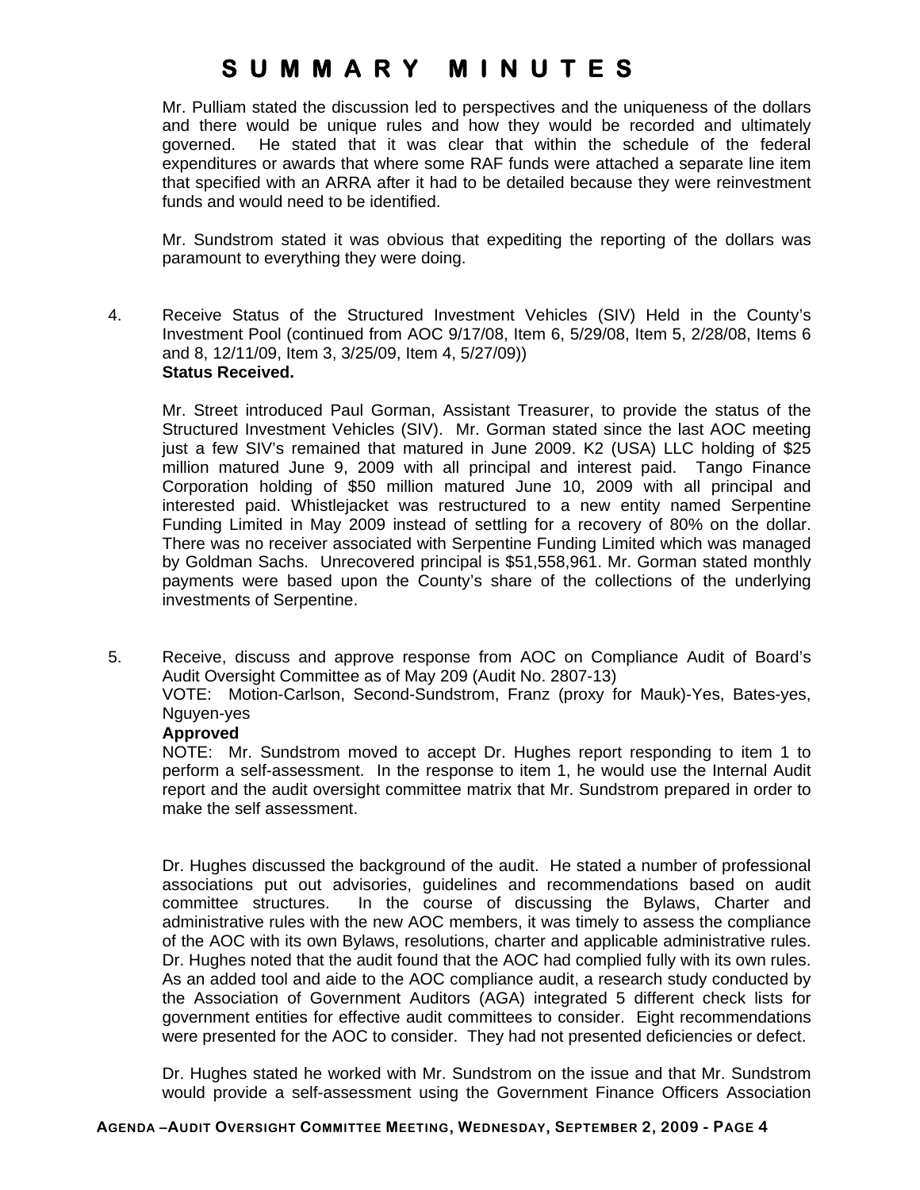# SUMMARY MINUTES

Mr. Pulliam stated the discussion led to perspectives and the uniqueness of the dollars and there would be unique rules and how they would be recorded and ultimately governed. He stated that it was clear that within the schedule of the federal expenditures or awards that where some RAF funds were attached a separate line item that specified with an ARRA after it had to be detailed because they were reinvestment funds and would need to be identified.

Mr. Sundstrom stated it was obvious that expediting the reporting of the dollars was paramount to everything they were doing.

4. Receive Status of the Structured Investment Vehicles (SIV) Held in the County's Investment Pool (continued from AOC 9/17/08, Item 6, 5/29/08, Item 5, 2/28/08, Items 6 and 8, 12/11/09, Item 3, 3/25/09, Item 4, 5/27/09))
**Status Received.**

Mr. Street introduced Paul Gorman, Assistant Treasurer, to provide the status of the Structured Investment Vehicles (SIV). Mr. Gorman stated since the last AOC meeting just a few SIV's remained that matured in June 2009. K2 (USA) LLC holding of $25 million matured June 9, 2009 with all principal and interest paid. Tango Finance Corporation holding of $50 million matured June 10, 2009 with all principal and interested paid. Whistlejacket was restructured to a new entity named Serpentine Funding Limited in May 2009 instead of settling for a recovery of 80% on the dollar. There was no receiver associated with Serpentine Funding Limited which was managed by Goldman Sachs. Unrecovered principal is $51,558,961. Mr. Gorman stated monthly payments were based upon the County's share of the collections of the underlying investments of Serpentine.

5. Receive, discuss and approve response from AOC on Compliance Audit of Board's Audit Oversight Committee as of May 209 (Audit No. 2807-13)
VOTE: Motion-Carlson, Second-Sundstrom, Franz (proxy for Mauk)-Yes, Bates-yes, Nguyen-yes
**Approved**
NOTE: Mr. Sundstrom moved to accept Dr. Hughes report responding to item 1 to perform a self-assessment. In the response to item 1, he would use the Internal Audit report and the audit oversight committee matrix that Mr. Sundstrom prepared in order to make the self assessment.

Dr. Hughes discussed the background of the audit. He stated a number of professional associations put out advisories, guidelines and recommendations based on audit committee structures. In the course of discussing the Bylaws, Charter and administrative rules with the new AOC members, it was timely to assess the compliance of the AOC with its own Bylaws, resolutions, charter and applicable administrative rules. Dr. Hughes noted that the audit found that the AOC had complied fully with its own rules. As an added tool and aide to the AOC compliance audit, a research study conducted by the Association of Government Auditors (AGA) integrated 5 different check lists for government entities for effective audit committees to consider. Eight recommendations were presented for the AOC to consider. They had not presented deficiencies or defect.

Dr. Hughes stated he worked with Mr. Sundstrom on the issue and that Mr. Sundstrom would provide a self-assessment using the Government Finance Officers Association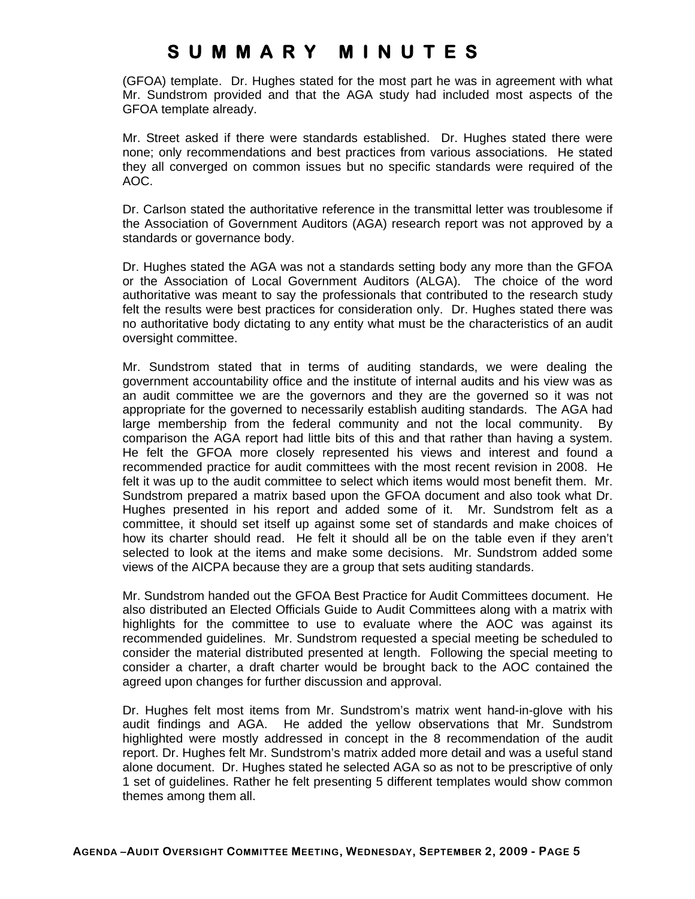(GFOA) template. Dr. Hughes stated for the most part he was in agreement with what Mr. Sundstrom provided and that the AGA study had included most aspects of the GFOA template already.

Mr. Street asked if there were standards established. Dr. Hughes stated there were none; only recommendations and best practices from various associations. He stated they all converged on common issues but no specific standards were required of the AOC.

Dr. Carlson stated the authoritative reference in the transmittal letter was troublesome if the Association of Government Auditors (AGA) research report was not approved by a standards or governance body.

Dr. Hughes stated the AGA was not a standards setting body any more than the GFOA or the Association of Local Government Auditors (ALGA). The choice of the word authoritative was meant to say the professionals that contributed to the research study felt the results were best practices for consideration only. Dr. Hughes stated there was no authoritative body dictating to any entity what must be the characteristics of an audit oversight committee.

Mr. Sundstrom stated that in terms of auditing standards, we were dealing the government accountability office and the institute of internal audits and his view was as an audit committee we are the governors and they are the governed so it was not appropriate for the governed to necessarily establish auditing standards. The AGA had large membership from the federal community and not the local community. By comparison the AGA report had little bits of this and that rather than having a system. He felt the GFOA more closely represented his views and interest and found a recommended practice for audit committees with the most recent revision in 2008. He felt it was up to the audit committee to select which items would most benefit them. Mr. Sundstrom prepared a matrix based upon the GFOA document and also took what Dr. Hughes presented in his report and added some of it. Mr. Sundstrom felt as a committee, it should set itself up against some set of standards and make choices of how its charter should read. He felt it should all be on the table even if they aren't selected to look at the items and make some decisions. Mr. Sundstrom added some views of the AICPA because they are a group that sets auditing standards.

Mr. Sundstrom handed out the GFOA Best Practice for Audit Committees document. He also distributed an Elected Officials Guide to Audit Committees along with a matrix with highlights for the committee to use to evaluate where the AOC was against its recommended guidelines. Mr. Sundstrom requested a special meeting be scheduled to consider the material distributed presented at length. Following the special meeting to consider a charter, a draft charter would be brought back to the AOC contained the agreed upon changes for further discussion and approval.

Dr. Hughes felt most items from Mr. Sundstrom's matrix went hand-in-glove with his audit findings and AGA. He added the yellow observations that Mr. Sundstrom highlighted were mostly addressed in concept in the 8 recommendation of the audit report. Dr. Hughes felt Mr. Sundstrom's matrix added more detail and was a useful stand alone document. Dr. Hughes stated he selected AGA so as not to be prescriptive of only 1 set of guidelines. Rather he felt presenting 5 different templates would show common themes among them all.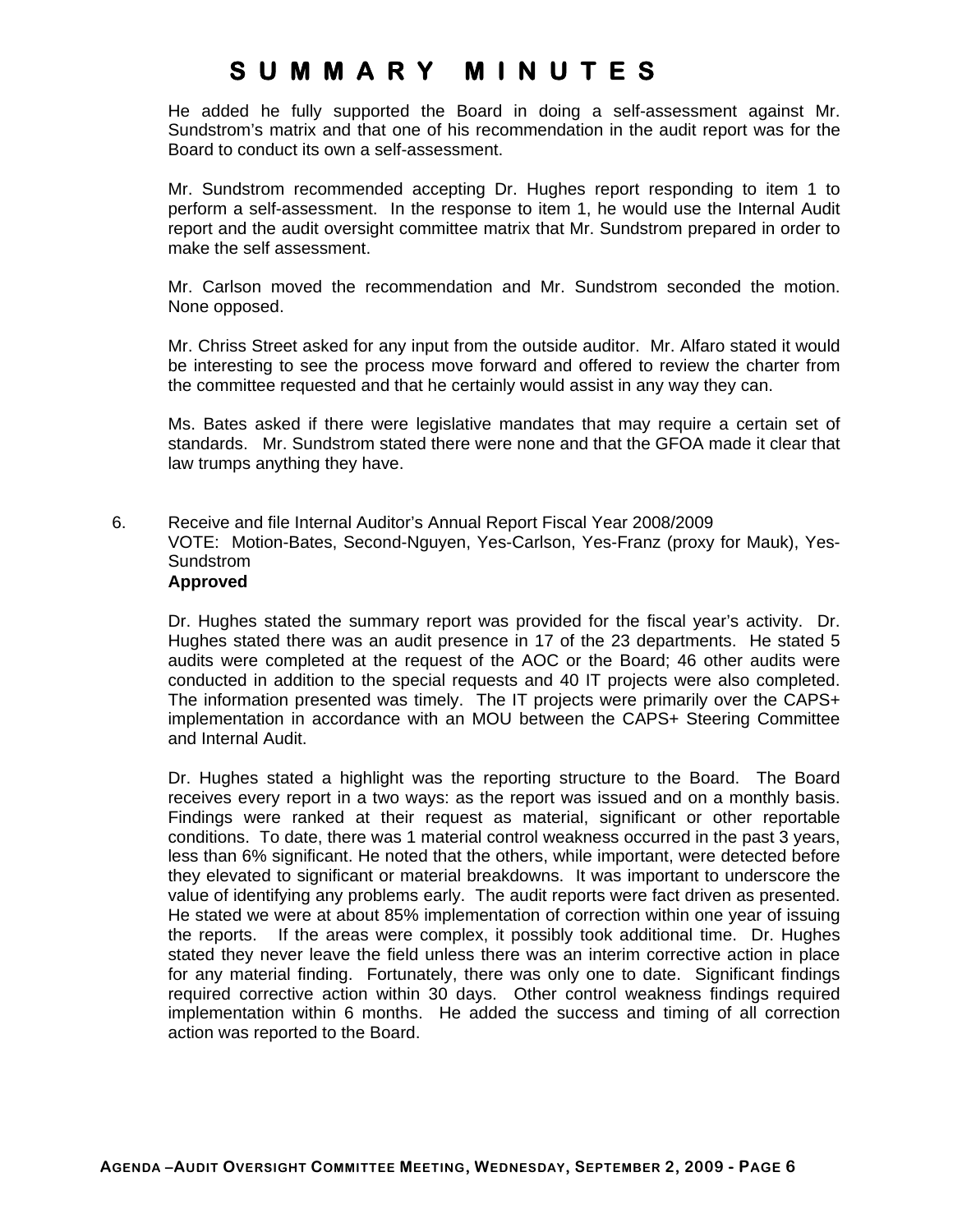# SUMMARY MINUTES

He added he fully supported the Board in doing a self-assessment against Mr. Sundstrom's matrix and that one of his recommendation in the audit report was for the Board to conduct its own a self-assessment.

Mr. Sundstrom recommended accepting Dr. Hughes report responding to item 1 to perform a self-assessment. In the response to item 1, he would use the Internal Audit report and the audit oversight committee matrix that Mr. Sundstrom prepared in order to make the self assessment.

Mr. Carlson moved the recommendation and Mr. Sundstrom seconded the motion. None opposed.

Mr. Chriss Street asked for any input from the outside auditor. Mr. Alfaro stated it would be interesting to see the process move forward and offered to review the charter from the committee requested and that he certainly would assist in any way they can.

Ms. Bates asked if there were legislative mandates that may require a certain set of standards. Mr. Sundstrom stated there were none and that the GFOA made it clear that law trumps anything they have.

6. Receive and file Internal Auditor's Annual Report Fiscal Year 2008/2009
   VOTE: Motion-Bates, Second-Nguyen, Yes-Carlson, Yes-Franz (proxy for Mauk), Yes-Sundstrom
   **Approved**

   Dr. Hughes stated the summary report was provided for the fiscal year's activity. Dr. Hughes stated there was an audit presence in 17 of the 23 departments. He stated 5 audits were completed at the request of the AOC or the Board; 46 other audits were conducted in addition to the special requests and 40 IT projects were also completed. The information presented was timely. The IT projects were primarily over the CAPS+ implementation in accordance with an MOU between the CAPS+ Steering Committee and Internal Audit.

   Dr. Hughes stated a highlight was the reporting structure to the Board. The Board receives every report in a two ways: as the report was issued and on a monthly basis. Findings were ranked at their request as material, significant or other reportable conditions. To date, there was 1 material control weakness occurred in the past 3 years, less than 6% significant. He noted that the others, while important, were detected before they elevated to significant or material breakdowns. It was important to underscore the value of identifying any problems early. The audit reports were fact driven as presented. He stated we were at about 85% implementation of correction within one year of issuing the reports. If the areas were complex, it possibly took additional time. Dr. Hughes stated they never leave the field unless there was an interim corrective action in place for any material finding. Fortunately, there was only one to date. Significant findings required corrective action within 30 days. Other control weakness findings required implementation within 6 months. He added the success and timing of all correction action was reported to the Board.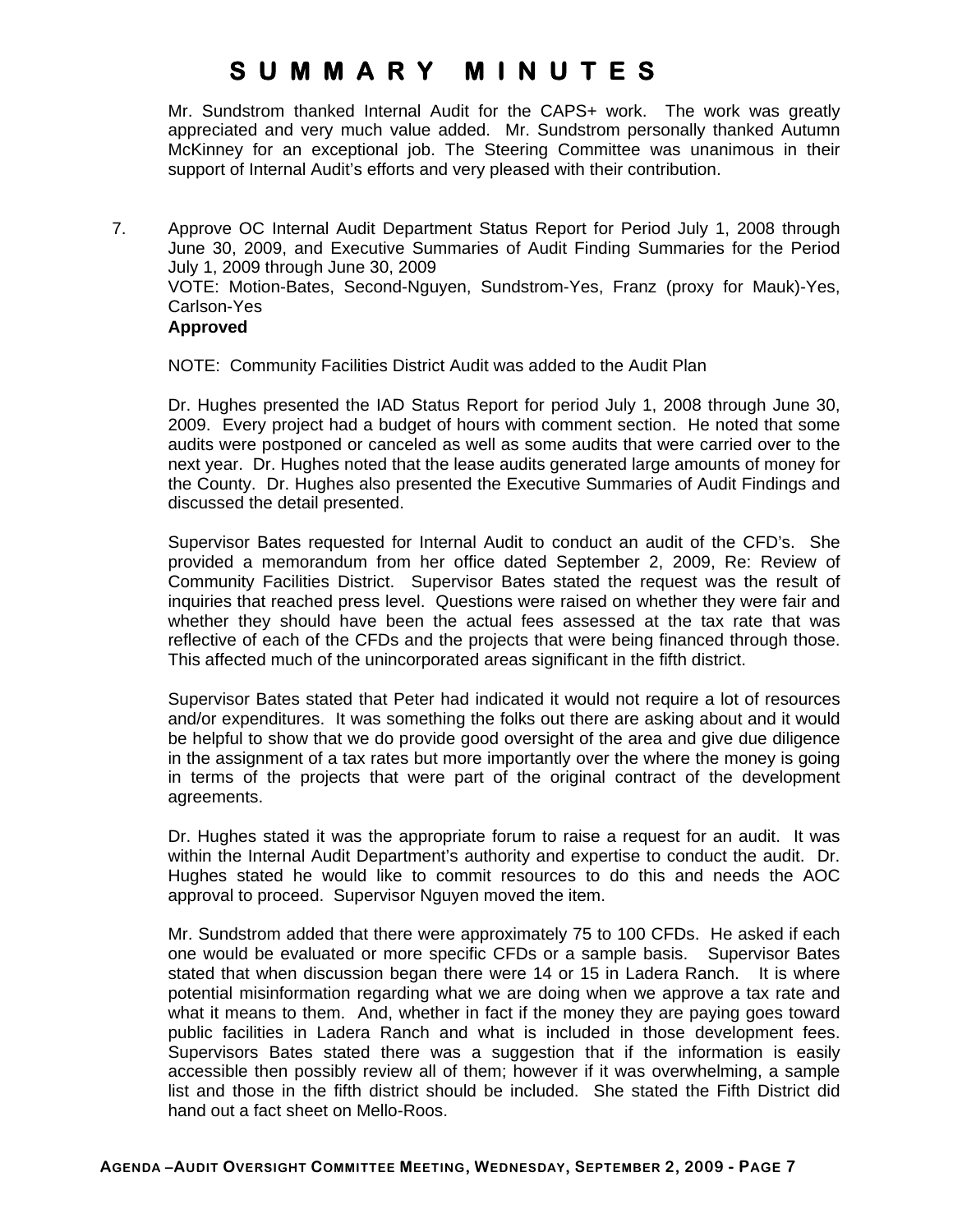Mr. Sundstrom thanked Internal Audit for the CAPS+ work. The work was greatly appreciated and very much value added. Mr. Sundstrom personally thanked Autumn McKinney for an exceptional job. The Steering Committee was unanimous in their support of Internal Audit's efforts and very pleased with their contribution.

7. Approve OC Internal Audit Department Status Report for Period July 1, 2008 through June 30, 2009, and Executive Summaries of Audit Finding Summaries for the Period July 1, 2009 through June 30, 2009
   VOTE: Motion-Bates, Second-Nguyen, Sundstrom-Yes, Franz (proxy for Mauk)-Yes, Carlson-Yes
   **Approved**

   NOTE: Community Facilities District Audit was added to the Audit Plan

   Dr. Hughes presented the IAD Status Report for period July 1, 2008 through June 30, 2009. Every project had a budget of hours with comment section. He noted that some audits were postponed or canceled as well as some audits that were carried over to the next year. Dr. Hughes noted that the lease audits generated large amounts of money for the County. Dr. Hughes also presented the Executive Summaries of Audit Findings and discussed the detail presented.

   Supervisor Bates requested for Internal Audit to conduct an audit of the CFD's. She provided a memorandum from her office dated September 2, 2009, Re: Review of Community Facilities District. Supervisor Bates stated the request was the result of inquiries that reached press level. Questions were raised on whether they were fair and whether they should have been the actual fees assessed at the tax rate that was reflective of each of the CFDs and the projects that were being financed through those. This affected much of the unincorporated areas significant in the fifth district.

   Supervisor Bates stated that Peter had indicated it would not require a lot of resources and/or expenditures. It was something the folks out there are asking about and it would be helpful to show that we do provide good oversight of the area and give due diligence in the assignment of a tax rates but more importantly over the where the money is going in terms of the projects that were part of the original contract of the development agreements.

   Dr. Hughes stated it was the appropriate forum to raise a request for an audit. It was within the Internal Audit Department's authority and expertise to conduct the audit. Dr. Hughes stated he would like to commit resources to do this and needs the AOC approval to proceed. Supervisor Nguyen moved the item.

   Mr. Sundstrom added that there were approximately 75 to 100 CFDs. He asked if each one would be evaluated or more specific CFDs or a sample basis. Supervisor Bates stated that when discussion began there were 14 or 15 in Ladera Ranch. It is where potential misinformation regarding what we are doing when we approve a tax rate and what it means to them. And, whether in fact if the money they are paying goes toward public facilities in Ladera Ranch and what is included in those development fees. Supervisors Bates stated there was a suggestion that if the information is easily accessible then possibly review all of them; however if it was overwhelming, a sample list and those in the fifth district should be included. She stated the Fifth District did hand out a fact sheet on Mello-Roos.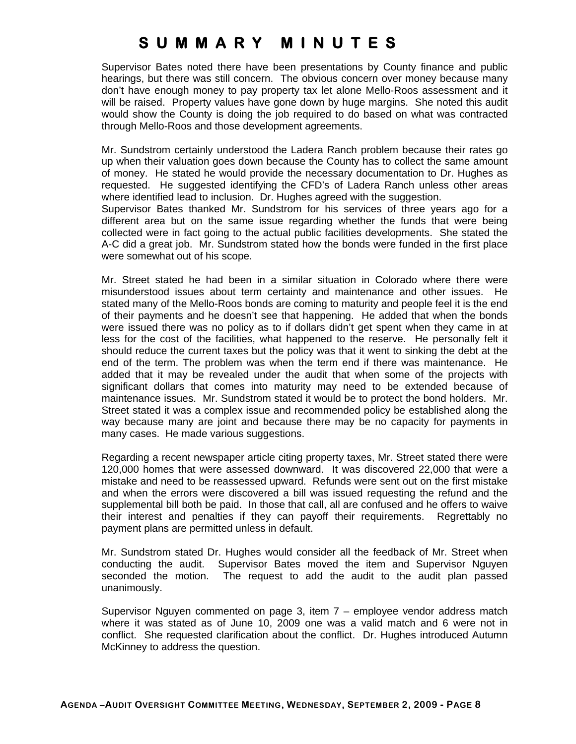# SUMMARY MINUTES

Supervisor Bates noted there have been presentations by County finance and public hearings, but there was still concern. The obvious concern over money because many don't have enough money to pay property tax let alone Mello-Roos assessment and it will be raised. Property values have gone down by huge margins. She noted this audit would show the County is doing the job required to do based on what was contracted through Mello-Roos and those development agreements.

Mr. Sundstrom certainly understood the Ladera Ranch problem because their rates go up when their valuation goes down because the County has to collect the same amount of money. He stated he would provide the necessary documentation to Dr. Hughes as requested. He suggested identifying the CFD's of Ladera Ranch unless other areas where identified lead to inclusion. Dr. Hughes agreed with the suggestion.
Supervisor Bates thanked Mr. Sundstrom for his services of three years ago for a different area but on the same issue regarding whether the funds that were being collected were in fact going to the actual public facilities developments. She stated the A-C did a great job. Mr. Sundstrom stated how the bonds were funded in the first place were somewhat out of his scope.

Mr. Street stated he had been in a similar situation in Colorado where there were misunderstood issues about term certainty and maintenance and other issues. He stated many of the Mello-Roos bonds are coming to maturity and people feel it is the end of their payments and he doesn't see that happening. He added that when the bonds were issued there was no policy as to if dollars didn't get spent when they came in at less for the cost of the facilities, what happened to the reserve. He personally felt it should reduce the current taxes but the policy was that it went to sinking the debt at the end of the term. The problem was when the term end if there was maintenance. He added that it may be revealed under the audit that when some of the projects with significant dollars that comes into maturity may need to be extended because of maintenance issues. Mr. Sundstrom stated it would be to protect the bond holders. Mr. Street stated it was a complex issue and recommended policy be established along the way because many are joint and because there may be no capacity for payments in many cases. He made various suggestions.

Regarding a recent newspaper article citing property taxes, Mr. Street stated there were 120,000 homes that were assessed downward. It was discovered 22,000 that were a mistake and need to be reassessed upward. Refunds were sent out on the first mistake and when the errors were discovered a bill was issued requesting the refund and the supplemental bill both be paid. In those that call, all are confused and he offers to waive their interest and penalties if they can payoff their requirements. Regrettably no payment plans are permitted unless in default.

Mr. Sundstrom stated Dr. Hughes would consider all the feedback of Mr. Street when conducting the audit. Supervisor Bates moved the item and Supervisor Nguyen seconded the motion. The request to add the audit to the audit plan passed unanimously.

Supervisor Nguyen commented on page 3, item 7 – employee vendor address match where it was stated as of June 10, 2009 one was a valid match and 6 were not in conflict. She requested clarification about the conflict. Dr. Hughes introduced Autumn McKinney to address the question.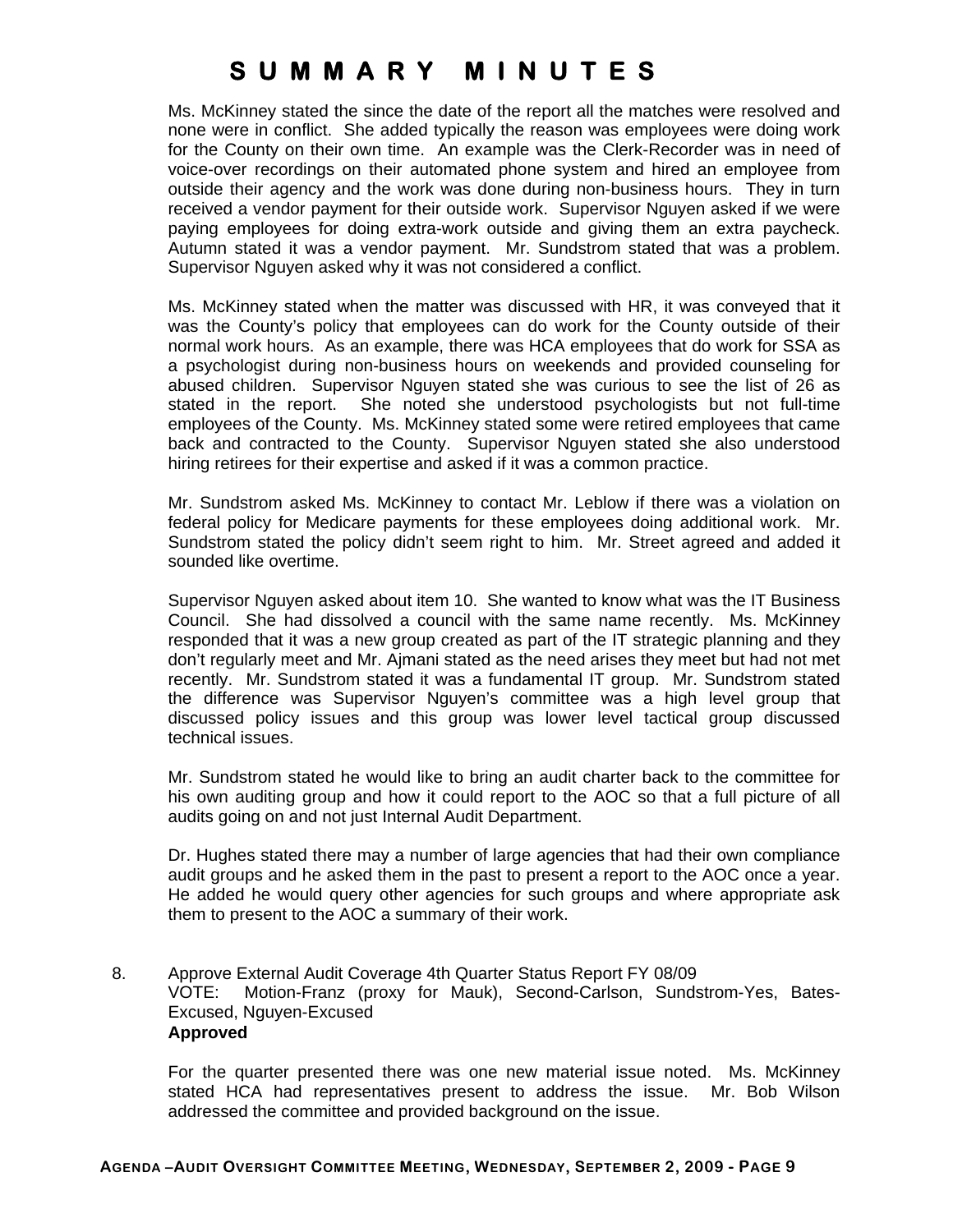# SUMMARY MINUTES

Ms. McKinney stated the since the date of the report all the matches were resolved and none were in conflict. She added typically the reason was employees were doing work for the County on their own time. An example was the Clerk-Recorder was in need of voice-over recordings on their automated phone system and hired an employee from outside their agency and the work was done during non-business hours. They in turn received a vendor payment for their outside work. Supervisor Nguyen asked if we were paying employees for doing extra-work outside and giving them an extra paycheck. Autumn stated it was a vendor payment. Mr. Sundstrom stated that was a problem. Supervisor Nguyen asked why it was not considered a conflict.

Ms. McKinney stated when the matter was discussed with HR, it was conveyed that it was the County's policy that employees can do work for the County outside of their normal work hours. As an example, there was HCA employees that do work for SSA as a psychologist during non-business hours on weekends and provided counseling for abused children. Supervisor Nguyen stated she was curious to see the list of 26 as stated in the report. She noted she understood psychologists but not full-time employees of the County. Ms. McKinney stated some were retired employees that came back and contracted to the County. Supervisor Nguyen stated she also understood hiring retirees for their expertise and asked if it was a common practice.

Mr. Sundstrom asked Ms. McKinney to contact Mr. Leblow if there was a violation on federal policy for Medicare payments for these employees doing additional work. Mr. Sundstrom stated the policy didn't seem right to him. Mr. Street agreed and added it sounded like overtime.

Supervisor Nguyen asked about item 10. She wanted to know what was the IT Business Council. She had dissolved a council with the same name recently. Ms. McKinney responded that it was a new group created as part of the IT strategic planning and they don't regularly meet and Mr. Ajmani stated as the need arises they meet but had not met recently. Mr. Sundstrom stated it was a fundamental IT group. Mr. Sundstrom stated the difference was Supervisor Nguyen's committee was a high level group that discussed policy issues and this group was lower level tactical group discussed technical issues.

Mr. Sundstrom stated he would like to bring an audit charter back to the committee for his own auditing group and how it could report to the AOC so that a full picture of all audits going on and not just Internal Audit Department.

Dr. Hughes stated there may a number of large agencies that had their own compliance audit groups and he asked them in the past to present a report to the AOC once a year. He added he would query other agencies for such groups and where appropriate ask them to present to the AOC a summary of their work.

8. Approve External Audit Coverage 4th Quarter Status Report FY 08/09
VOTE: Motion-Franz (proxy for Mauk), Second-Carlson, Sundstrom-Yes, Bates-Excused, Nguyen-Excused
**Approved**

For the quarter presented there was one new material issue noted. Ms. McKinney stated HCA had representatives present to address the issue. Mr. Bob Wilson addressed the committee and provided background on the issue.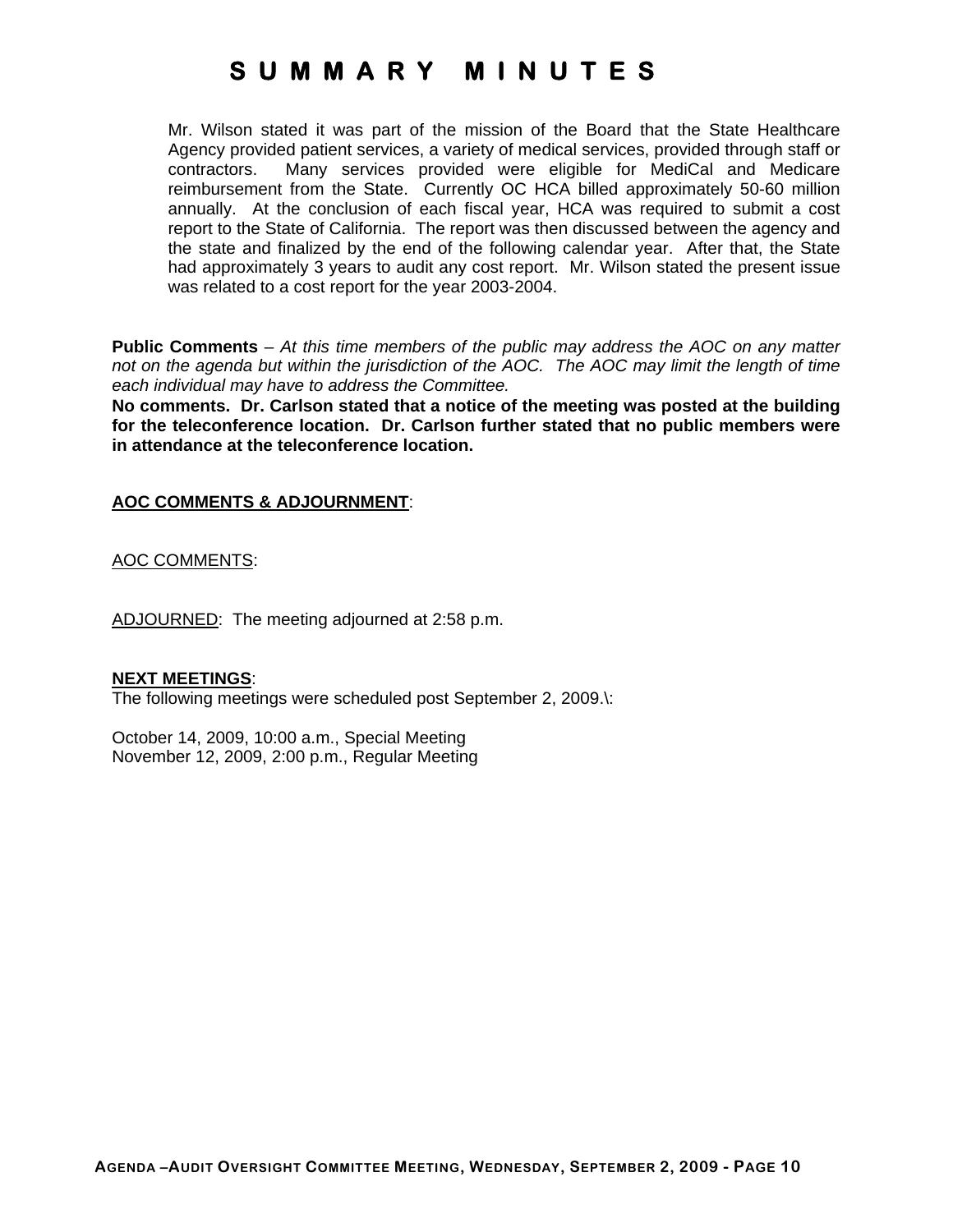# SUMMARY MINUTES

Mr. Wilson stated it was part of the mission of the Board that the State Healthcare Agency provided patient services, a variety of medical services, provided through staff or contractors. Many services provided were eligible for MediCal and Medicare reimbursement from the State. Currently OC HCA billed approximately 50-60 million annually. At the conclusion of each fiscal year, HCA was required to submit a cost report to the State of California. The report was then discussed between the agency and the state and finalized by the end of the following calendar year. After that, the State had approximately 3 years to audit any cost report. Mr. Wilson stated the present issue was related to a cost report for the year 2003-2004.

**Public Comments** – *At this time members of the public may address the AOC on any matter not on the agenda but within the jurisdiction of the AOC. The AOC may limit the length of time each individual may have to address the Committee.*

**No comments. Dr. Carlson stated that a notice of the meeting was posted at the building for the teleconference location. Dr. Carlson further stated that no public members were in attendance at the teleconference location.**

**AOC COMMENTS & ADJOURNMENT**:

AOC COMMENTS:

ADJOURNED: The meeting adjourned at 2:58 p.m.

**NEXT MEETINGS**:

The following meetings were scheduled post September 2, 2009.\:

October 14, 2009, 10:00 a.m., Special Meeting
November 12, 2009, 2:00 p.m., Regular Meeting